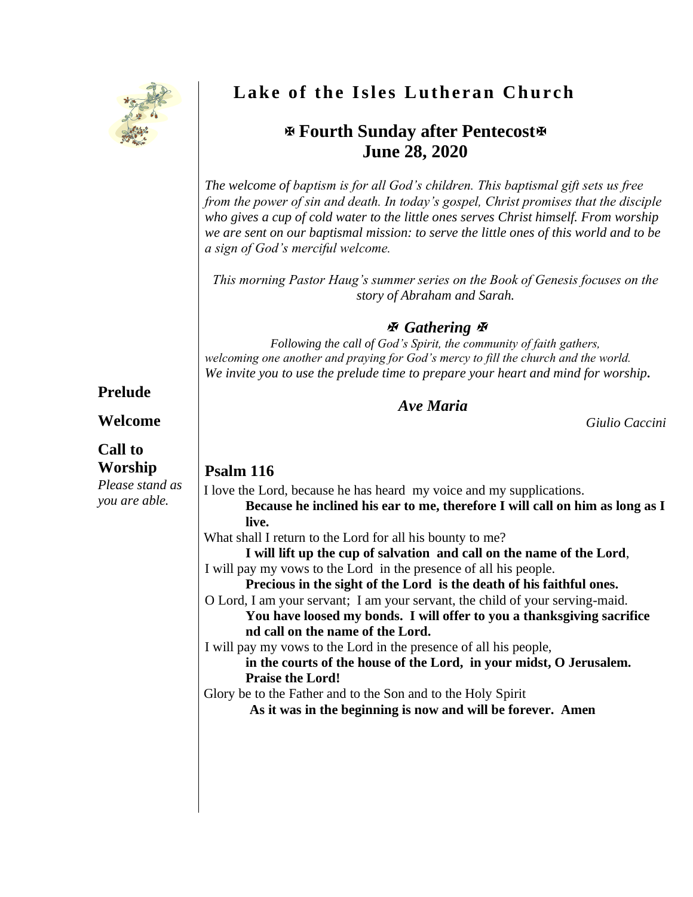# Lake of the Isles Lutheran Church

## ✠ Fourth Sunday after Pentecost✠ June 28, 2020

*The welcome of baptism is for all God's children. This baptismal gift sets us free from the power of sin and death. In today's gospel, Christ promises that the disciple who gives a cup of cold water to the little ones serves Christ himself. From worship we are sent on our baptismal mission: to serve the little ones of this world and to be a sign of God's merciful welcome.*

*This morning Pastor Haug's summer series on the Book of Genesis focuses on the story of Abraham and Sarah.*

### ✠ *Gathering* ✠

*Following the call of God's Spirit, the community of faith gathers, welcoming one another and praying for God's mercy to fill the church and the world. We invite you to use the prelude time to prepare your heart and mind for worship.*

**Prelude**

***Ave Maria***

*Giulio Caccini*

**Welcome**

**Call to Worship**

*Please stand as you are able.*

### Psalm 116

I love the Lord, because he has heard my voice and my supplications.

**Because he inclined his ear to me, therefore I will call on him as long as I live.**

What shall I return to the Lord for all his bounty to me?

**I will lift up the cup of salvation and call on the name of the Lord**,

I will pay my vows to the Lord in the presence of all his people.

**Precious in the sight of the Lord is the death of his faithful ones.**

O Lord, I am your servant; I am your servant, the child of your serving-maid.

**You have loosed my bonds. I will offer to you a thanksgiving sacrifice nd call on the name of the Lord.**

I will pay my vows to the Lord in the presence of all his people,

**in the courts of the house of the Lord, in your midst, O Jerusalem. Praise the Lord!**

Glory be to the Father and to the Son and to the Holy Spirit

**As it was in the beginning is now and will be forever. Amen**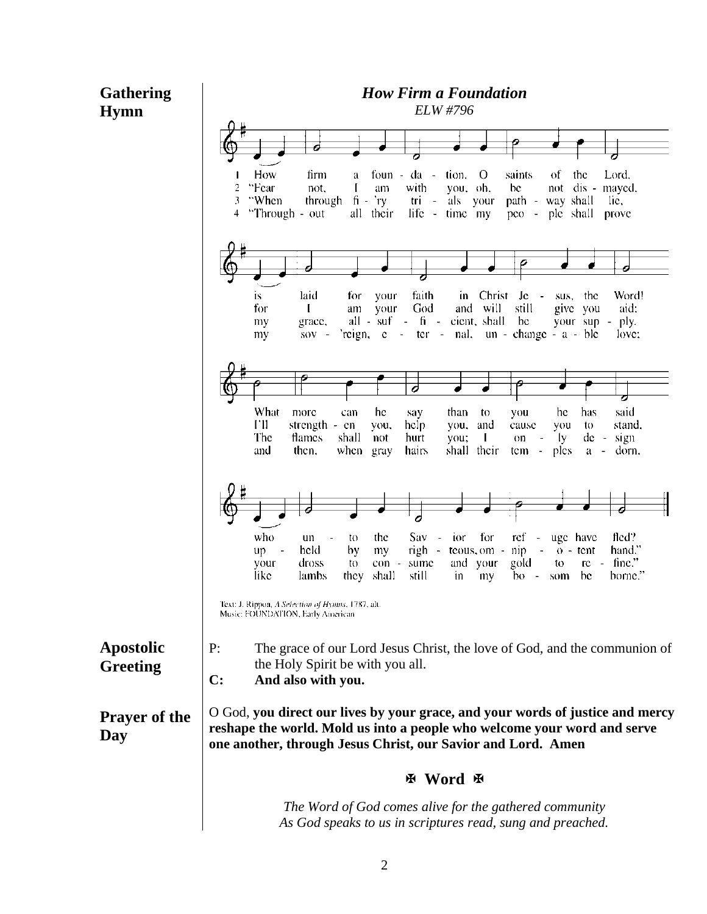**Gathering Hymn**

***How Firm a Foundation***

*ELW #796*

1 How firm a foundation, O saints of the Lord,
is laid for your faith in Christ Jesus, the Word!
What more can he say than to you he has said
who unto the Savior for refuge have fled?

2 "Fear not, I am with you, oh, be not dismayed,
for I am your God and will still give you aid;
I'll strengthen you, help you, and cause you to stand,
upheld by my righteous, omnipotent hand."

3 "When through fi'ry trials your pathway shall lie,
my grace, all-sufficient, shall be your supply.
The flames shall not hurt you; I only design
your dross to consume and your gold to refine."

4 "Throughout all their lifetime my people shall prove
my sov'reign, eternal, unchangeable love;
and then, when gray hairs shall their temples adorn,
like lambs they shall still in my bosom be borne."

Text: J. Rippon, *A Selection of Hymns*, 1787, alt.
Music: FOUNDATION, Early American

**Apostolic Greeting**

P: The grace of our Lord Jesus Christ, the love of God, and the communion of the Holy Spirit be with you all.
**C: And also with you.**

**Prayer of the Day**

O God, **you direct our lives by your grace, and your words of justice and mercy reshape the world. Mold us into a people who welcome your word and serve one another, through Jesus Christ, our Savior and Lord. Amen**

## ✠ Word ✠

*The Word of God comes alive for the gathered community*
*As God speaks to us in scriptures read, sung and preached.*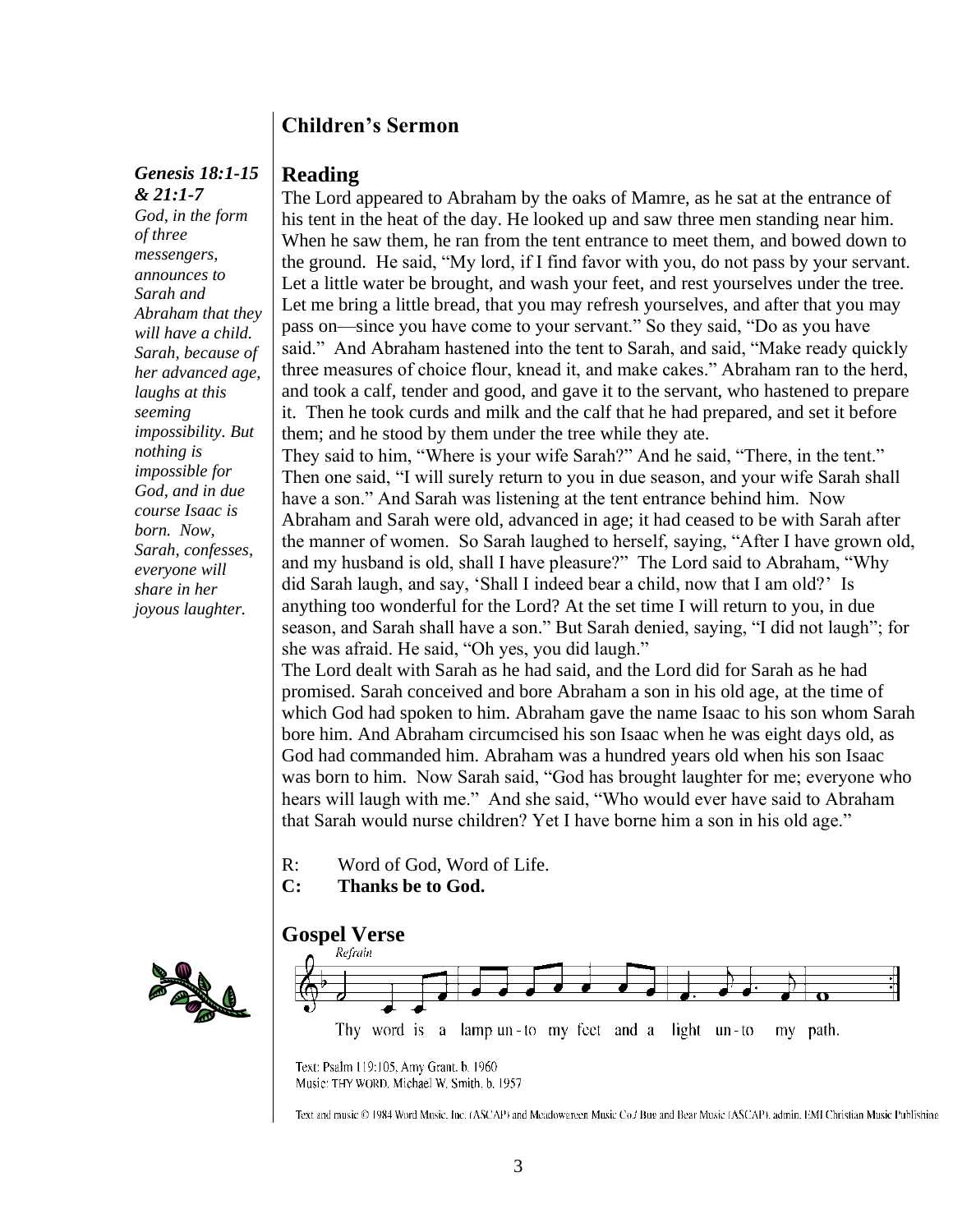## Children's Sermon

*Genesis 18:1-15 & 21:1-7*

*God, in the form of three messengers, announces to Sarah and Abraham that they will have a child. Sarah, because of her advanced age, laughs at this seeming impossibility. But nothing is impossible for God, and in due course Isaac is born. Now, Sarah, confesses, everyone will share in her joyous laughter.*

## Reading

The Lord appeared to Abraham by the oaks of Mamre, as he sat at the entrance of his tent in the heat of the day. He looked up and saw three men standing near him. When he saw them, he ran from the tent entrance to meet them, and bowed down to the ground. He said, "My lord, if I find favor with you, do not pass by your servant. Let a little water be brought, and wash your feet, and rest yourselves under the tree. Let me bring a little bread, that you may refresh yourselves, and after that you may pass on—since you have come to your servant." So they said, "Do as you have said." And Abraham hastened into the tent to Sarah, and said, "Make ready quickly three measures of choice flour, knead it, and make cakes." Abraham ran to the herd, and took a calf, tender and good, and gave it to the servant, who hastened to prepare it. Then he took curds and milk and the calf that he had prepared, and set it before them; and he stood by them under the tree while they ate.

They said to him, "Where is your wife Sarah?" And he said, "There, in the tent." Then one said, "I will surely return to you in due season, and your wife Sarah shall have a son." And Sarah was listening at the tent entrance behind him. Now Abraham and Sarah were old, advanced in age; it had ceased to be with Sarah after the manner of women. So Sarah laughed to herself, saying, "After I have grown old, and my husband is old, shall I have pleasure?" The Lord said to Abraham, "Why did Sarah laugh, and say, 'Shall I indeed bear a child, now that I am old?' Is anything too wonderful for the Lord? At the set time I will return to you, in due season, and Sarah shall have a son." But Sarah denied, saying, "I did not laugh"; for she was afraid. He said, "Oh yes, you did laugh."

The Lord dealt with Sarah as he had said, and the Lord did for Sarah as he had promised. Sarah conceived and bore Abraham a son in his old age, at the time of which God had spoken to him. Abraham gave the name Isaac to his son whom Sarah bore him. And Abraham circumcised his son Isaac when he was eight days old, as God had commanded him. Abraham was a hundred years old when his son Isaac was born to him. Now Sarah said, "God has brought laughter for me; everyone who hears will laugh with me." And she said, "Who would ever have said to Abraham that Sarah would nurse children? Yet I have borne him a son in his old age."

R: Word of God, Word of Life.
**C: Thanks be to God.**

## Gospel Verse

*Refrain*

Thy word is a lamp un-to my feet and a light un-to my path.

Text: Psalm 119:105, Amy Grant, b. 1960
Music: THY WORD, Michael W. Smith, b. 1957

Text and music © 1984 Word Music, Inc. (ASCAP) and Meadowgreen Music Co./ Bug and Bear Music (ASCAP), admin. EMI Christian Music Publishing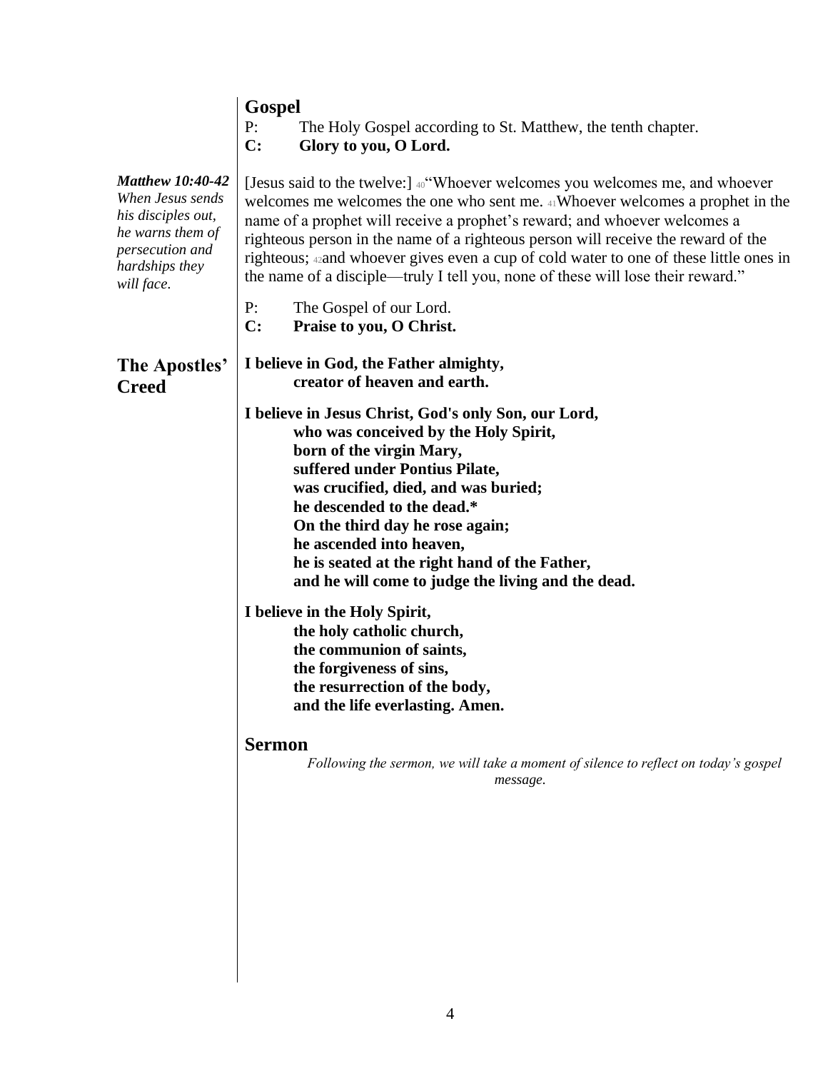## Gospel

P: The Holy Gospel according to St. Matthew, the tenth chapter.
**C: Glory to you, O Lord.**

***Matthew 10:40-42***
*When Jesus sends his disciples out, he warns them of persecution and hardships they will face.*

[Jesus said to the twelve:] 40"Whoever welcomes you welcomes me, and whoever welcomes me welcomes the one who sent me. 41Whoever welcomes a prophet in the name of a prophet will receive a prophet's reward; and whoever welcomes a righteous person in the name of a righteous person will receive the reward of the righteous; 42and whoever gives even a cup of cold water to one of these little ones in the name of a disciple—truly I tell you, none of these will lose their reward."

P: The Gospel of our Lord.
**C: Praise to you, O Christ.**

## The Apostles' Creed

**I believe in God, the Father almighty,**
**creator of heaven and earth.**

**I believe in Jesus Christ, God's only Son, our Lord,**
**who was conceived by the Holy Spirit,**
**born of the virgin Mary,**
**suffered under Pontius Pilate,**
**was crucified, died, and was buried;**
**he descended to the dead.***
**On the third day he rose again;**
**he ascended into heaven,**
**he is seated at the right hand of the Father,**
**and he will come to judge the living and the dead.**

**I believe in the Holy Spirit,**
**the holy catholic church,**
**the communion of saints,**
**the forgiveness of sins,**
**the resurrection of the body,**
**and the life everlasting. Amen.**

## Sermon

*Following the sermon, we will take a moment of silence to reflect on today's gospel message.*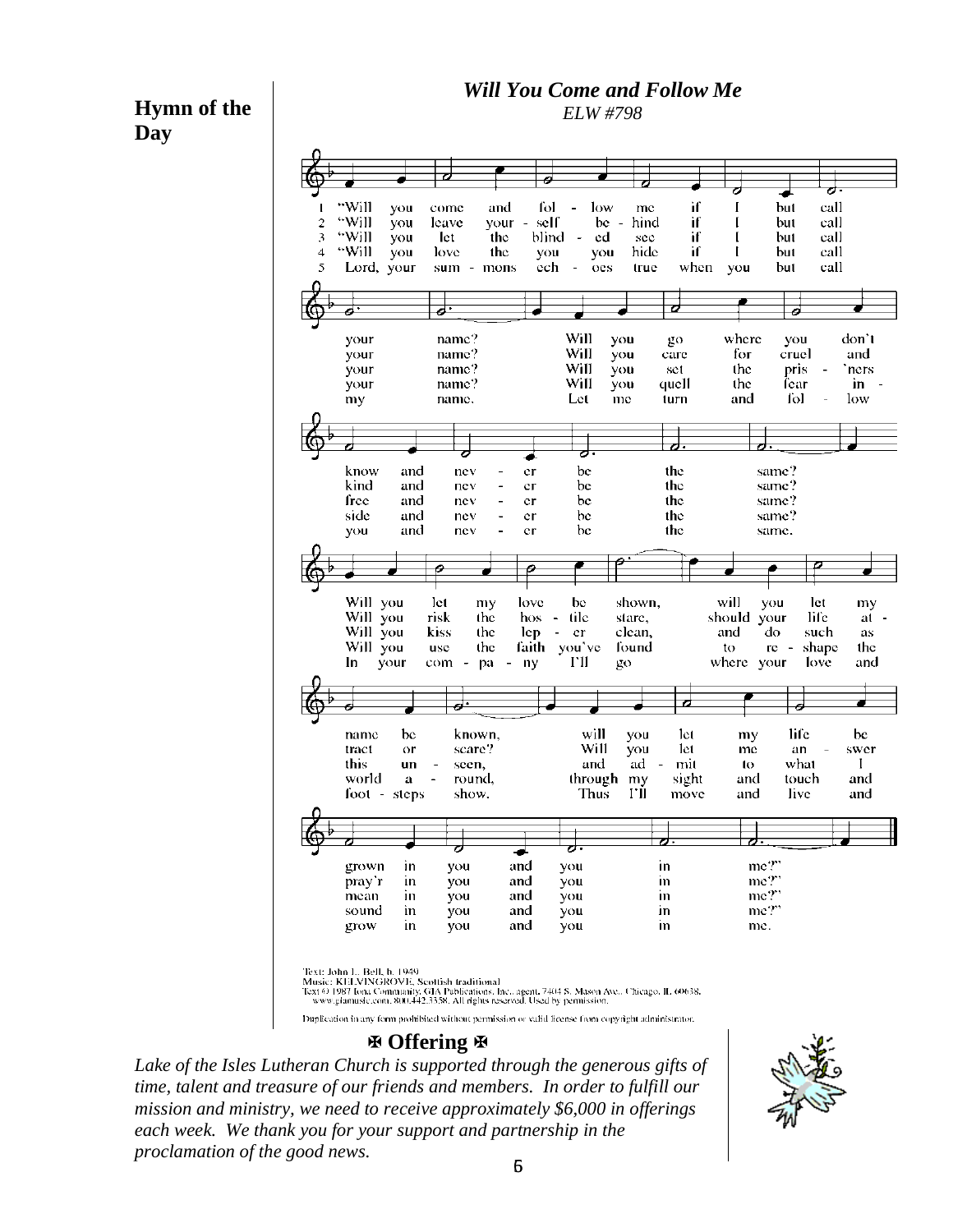**Hymn of the Day**

## *Will You Come and Follow Me*

*ELW #798*

1 "Will you come and follow me if I but call your name? Will you go where you don't know and never be the same? Will you let my love be shown, will you let my name be known, will you let my life be grown in you and you in me?"

2 "Will you leave your-self behind if I but call your name? Will you care for cruel and kind and never be the same? Will you risk the hostile stare, should your life attract or scare? Will you let me answer pray'r in you and you in me?"

3 "Will you let the blinded see if I but call your name? Will you set the pris'ners free and never be the same? Will you kiss the leper clean, and do such as this unseen, and admit to what I mean in you and you in me?"

4 "Will you love the you you hide if I but call your name? Will you quell the fear inside and never be the same? Will you use the faith you've found to reshape the world around, through my sight and touch and sound in you and you in me?"

5 Lord, your summons echoes true when you but call my name. Let me turn and follow you and never be the same. In your company I'll go where your love and footsteps show. Thus I'll move and live and grow in you and you in me.

Text: John L. Bell, b. 1949
Music: KELVINGROVE, Scottish traditional
Text © 1987 Iona Community, GIA Publications, Inc., agent. 7404 S. Mason Ave., Chicago, IL 60638. www.giamusic.com. 800.442.3358. All rights reserved. Used by permission.

Duplication in any form prohibited without permission or valid license from copyright administrator.

## ✠ Offering ✠

*Lake of the Isles Lutheran Church is supported through the generous gifts of time, talent and treasure of our friends and members. In order to fulfill our mission and ministry, we need to receive approximately $6,000 in offerings each week. We thank you for your support and partnership in the proclamation of the good news.*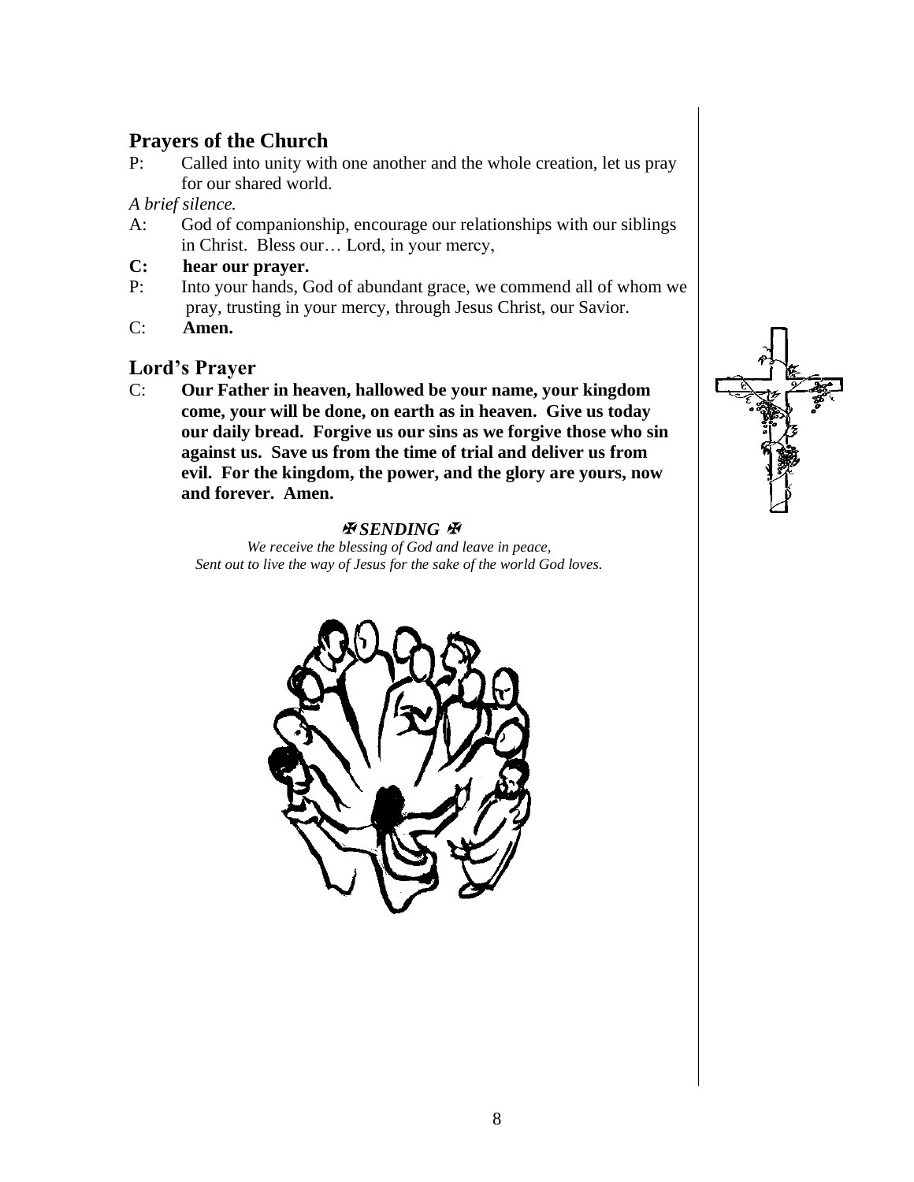## Prayers of the Church

P: Called into unity with one another and the whole creation, let us pray for our shared world.

*A brief silence.*

A: God of companionship, encourage our relationships with our siblings in Christ. Bless our… Lord, in your mercy,

**C: hear our prayer.**

P: Into your hands, God of abundant grace, we commend all of whom we pray, trusting in your mercy, through Jesus Christ, our Savior.

C: **Amen.**

## Lord's Prayer

C: **Our Father in heaven, hallowed be your name, your kingdom come, your will be done, on earth as in heaven. Give us today our daily bread. Forgive us our sins as we forgive those who sin against us. Save us from the time of trial and deliver us from evil. For the kingdom, the power, and the glory are yours, now and forever. Amen.**

### ✠ *SENDING* ✠

*We receive the blessing of God and leave in peace,*
*Sent out to live the way of Jesus for the sake of the world God loves.*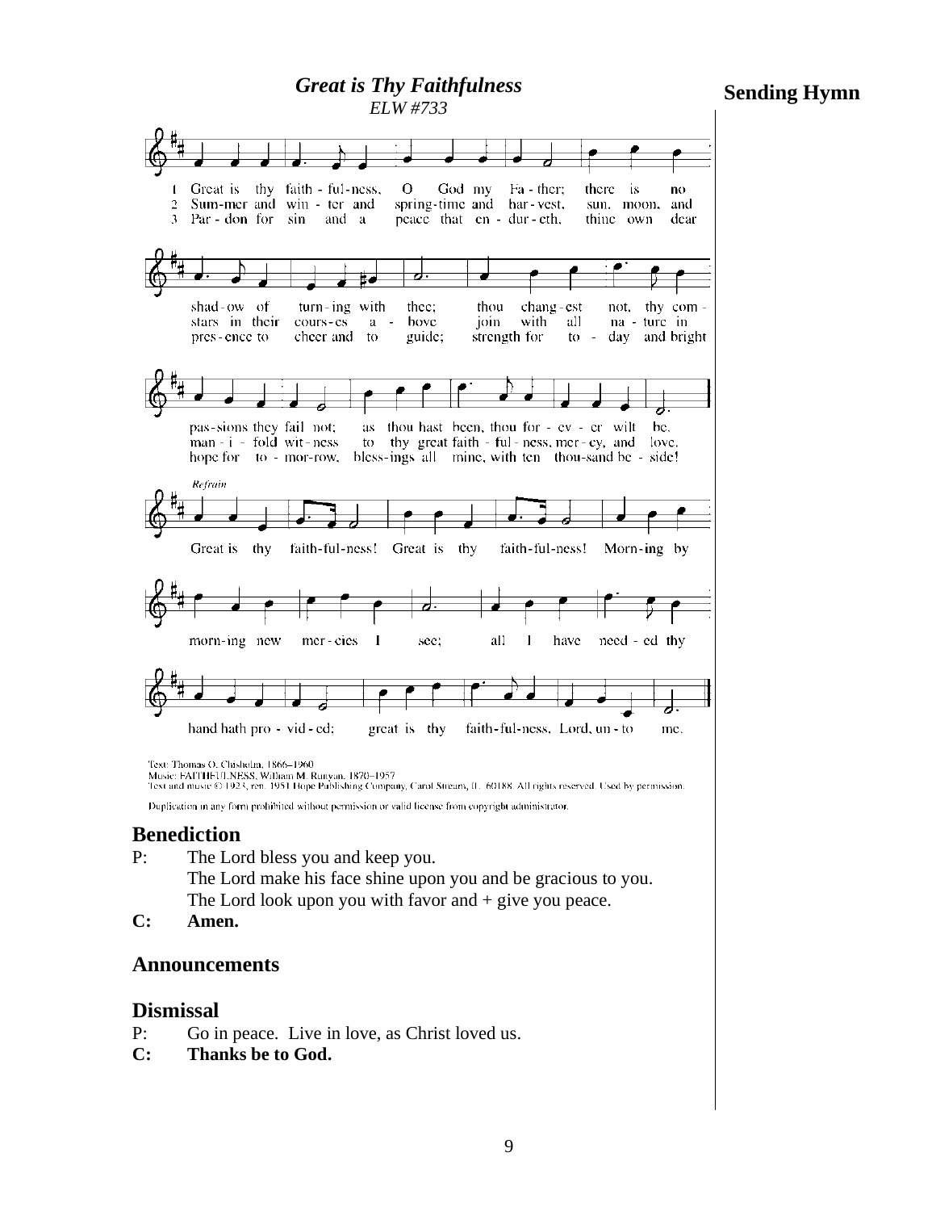**Sending Hymn**

## *Great is Thy Faithfulness*
*ELW #733*

1 Great is thy faith-ful-ness, O God my Fa-ther; there is no shad-ow of turn-ing with thee; thou chang-est not, thy com-pas-sions they fail not; as thou hast been, thou for-ev-er wilt be.

2 Sum-mer and win-ter and spring-time and har-vest, sun, moon, and stars in their cours-es a-bove join with all na-ture in man-i-fold wit-ness to thy great faith-ful-ness, mer-cy, and love.

3 Par-don for sin and a peace that en-dur-eth, thine own dear pres-ence to cheer and to guide; strength for to-day and bright hope for to-mor-row, bless-ings all mine, with ten thou-sand be-side!

*Refrain*
Great is thy faith-ful-ness! Great is thy faith-ful-ness! Morn-ing by morn-ing new mer-cies I see; all I have need-ed thy hand hath pro-vid-ed; great is thy faith-ful-ness, Lord, un-to me.

Text: Thomas O. Chisholm, 1866–1960
Music: FAITHFULNESS, William M. Runyan, 1870–1957
Text and music © 1923, ren. 1951 Hope Publishing Company, Carol Stream, IL 60188. All rights reserved. Used by permission.

Duplication in any form prohibited without permission or valid license from copyright administrator.

## Benediction

P: The Lord bless you and keep you.
The Lord make his face shine upon you and be gracious to you.
The Lord look upon you with favor and + give you peace.

**C: Amen.**

## Announcements

## Dismissal

P: Go in peace. Live in love, as Christ loved us.

**C: Thanks be to God.**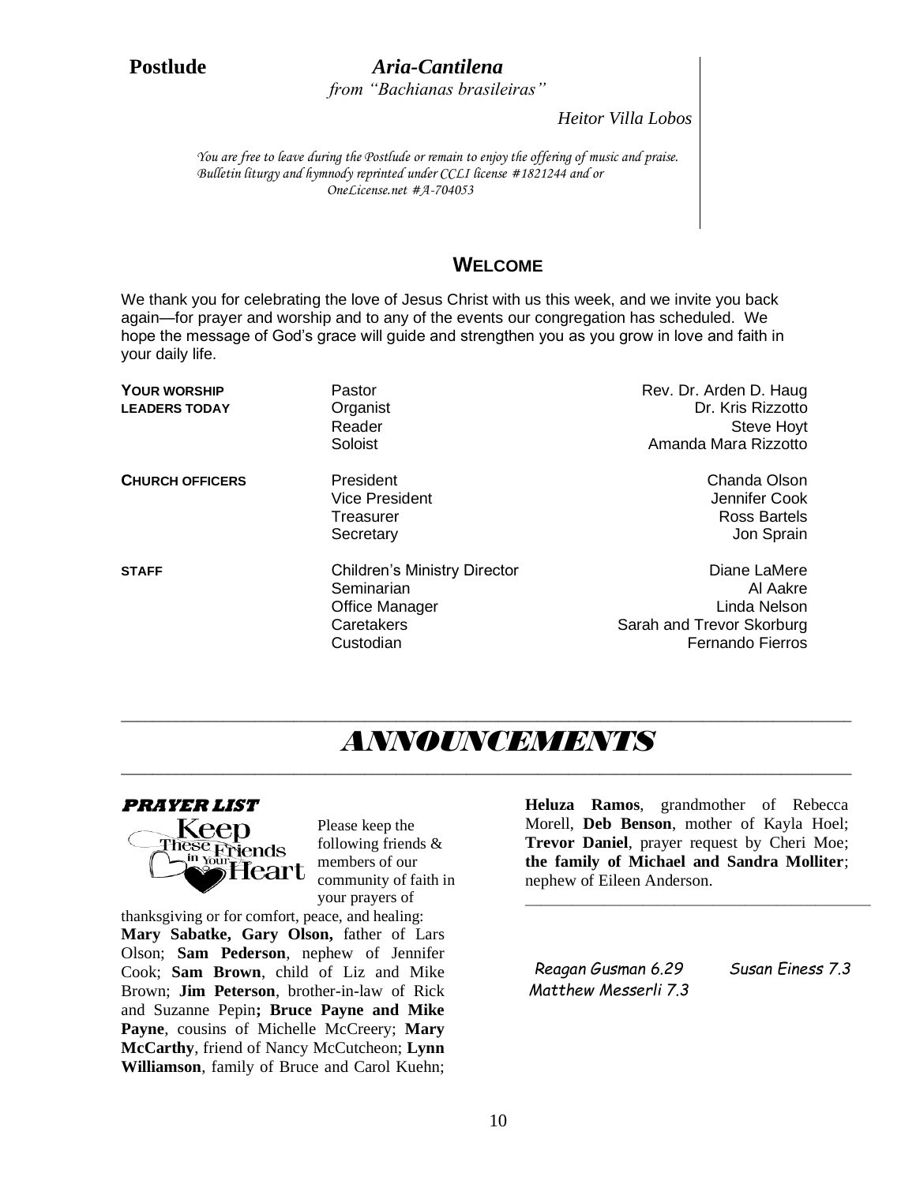**Postlude** ***Aria-Cantilena***
*from "Bachianas brasileiras"*

*Heitor Villa Lobos*

*You are free to leave during the Postlude or remain to enjoy the offering of music and praise. Bulletin liturgy and hymnody reprinted under CCLI license #1821244 and or OneLicense.net #A-704053*

## WELCOME

We thank you for celebrating the love of Jesus Christ with us this week, and we invite you back again—for prayer and worship and to any of the events our congregation has scheduled. We hope the message of God's grace will guide and strengthen you as you grow in love and faith in your daily life.

| | | |
|---|---|---|
| **YOUR WORSHIP LEADERS TODAY** | Pastor | Rev. Dr. Arden D. Haug |
| | Organist | Dr. Kris Rizzotto |
| | Reader | Steve Hoyt |
| | Soloist | Amanda Mara Rizzotto |
| **CHURCH OFFICERS** | President | Chanda Olson |
| | Vice President | Jennifer Cook |
| | Treasurer | Ross Bartels |
| | Secretary | Jon Sprain |
| **STAFF** | Children's Ministry Director | Diane LaMere |
| | Seminarian | Al Aakre |
| | Office Manager | Linda Nelson |
| | Caretakers | Sarah and Trevor Skorburg |
| | Custodian | Fernando Fierros |

# ANNOUNCEMENTS

### PRAYER LIST

Keep These Friends in Your Heart

Please keep the following friends & members of our community of faith in your prayers of thanksgiving or for comfort, peace, and healing: **Mary Sabatke, Gary Olson,** father of Lars Olson; **Sam Pederson**, nephew of Jennifer Cook; **Sam Brown**, child of Liz and Mike Brown; **Jim Peterson**, brother-in-law of Rick and Suzanne Pepin**; Bruce Payne and Mike Payne**, cousins of Michelle McCreery; **Mary McCarthy**, friend of Nancy McCutcheon; **Lynn Williamson**, family of Bruce and Carol Kuehn; **Heluza Ramos**, grandmother of Rebecca Morell, **Deb Benson**, mother of Kayla Hoel; **Trevor Daniel**, prayer request by Cheri Moe; **the family of Michael and Sandra Molliter**; nephew of Eileen Anderson.

*Reagan Gusman 6.29* *Susan Einess 7.3*
*Matthew Messerli 7.3*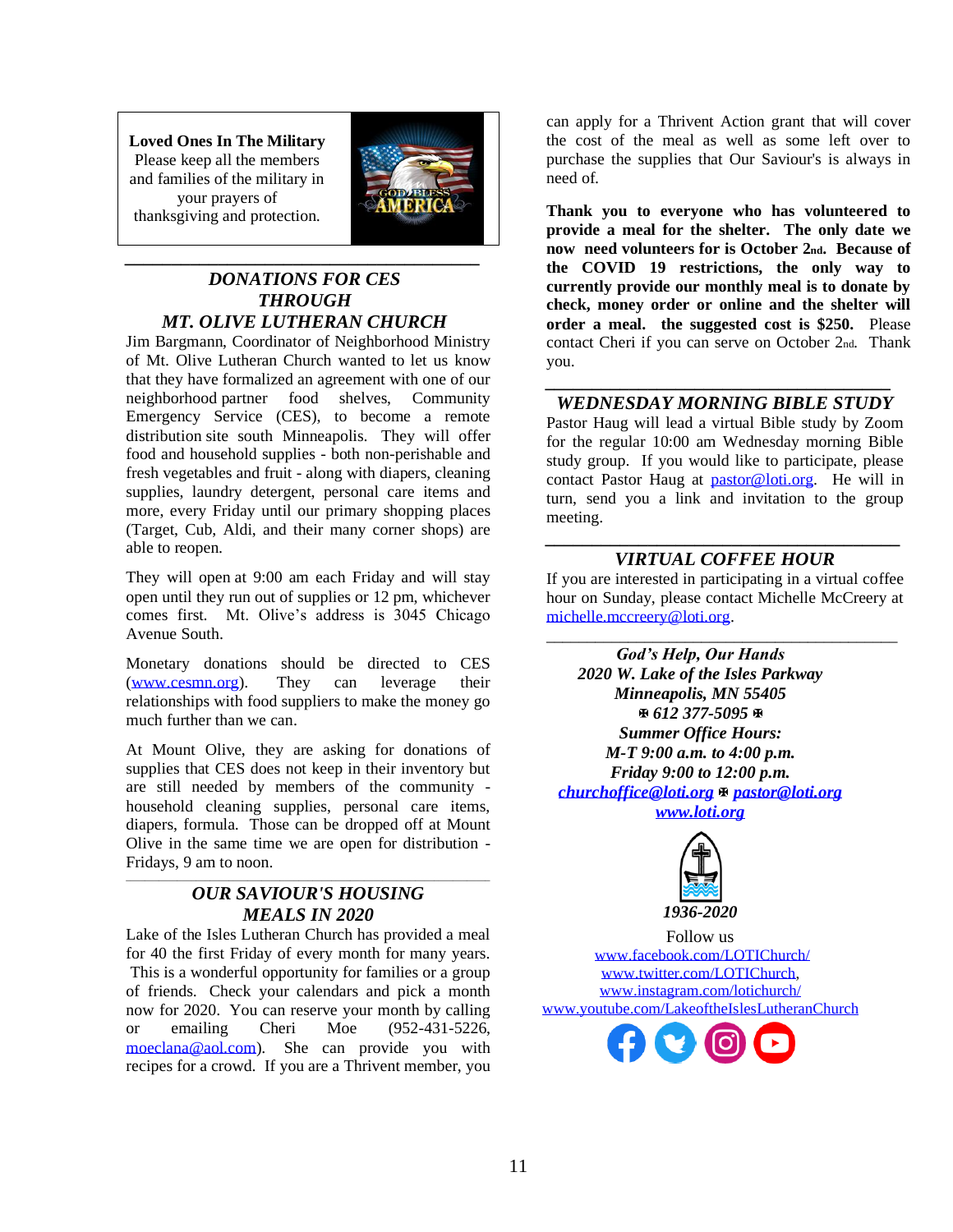**Loved Ones In The Military**
Please keep all the members and families of the military in your prayers of thanksgiving and protection.

## *DONATIONS FOR CES THROUGH MT. OLIVE LUTHERAN CHURCH*

Jim Bargmann, Coordinator of Neighborhood Ministry of Mt. Olive Lutheran Church wanted to let us know that they have formalized an agreement with one of our neighborhood partner food shelves, Community Emergency Service (CES), to become a remote distribution site south Minneapolis. They will offer food and household supplies - both non-perishable and fresh vegetables and fruit - along with diapers, cleaning supplies, laundry detergent, personal care items and more, every Friday until our primary shopping places (Target, Cub, Aldi, and their many corner shops) are able to reopen.

They will open at 9:00 am each Friday and will stay open until they run out of supplies or 12 pm, whichever comes first. Mt. Olive's address is 3045 Chicago Avenue South.

Monetary donations should be directed to CES (www.cesmn.org). They can leverage their relationships with food suppliers to make the money go much further than we can.

At Mount Olive, they are asking for donations of supplies that CES does not keep in their inventory but are still needed by members of the community - household cleaning supplies, personal care items, diapers, formula. Those can be dropped off at Mount Olive in the same time we are open for distribution - Fridays, 9 am to noon.

## *OUR SAVIOUR'S HOUSING MEALS IN 2020*

Lake of the Isles Lutheran Church has provided a meal for 40 the first Friday of every month for many years. This is a wonderful opportunity for families or a group of friends. Check your calendars and pick a month now for 2020. You can reserve your month by calling or emailing Cheri Moe (952-431-5226, moeclana@aol.com). She can provide you with recipes for a crowd. If you are a Thrivent member, you can apply for a Thrivent Action grant that will cover the cost of the meal as well as some left over to purchase the supplies that Our Saviour's is always in need of.

**Thank you to everyone who has volunteered to provide a meal for the shelter. The only date we now need volunteers for is October 2nd. Because of the COVID 19 restrictions, the only way to currently provide our monthly meal is to donate by check, money order or online and the shelter will order a meal. the suggested cost is $250.** Please contact Cheri if you can serve on October 2nd. Thank you.

## *WEDNESDAY MORNING BIBLE STUDY*

Pastor Haug will lead a virtual Bible study by Zoom for the regular 10:00 am Wednesday morning Bible study group. If you would like to participate, please contact Pastor Haug at pastor@loti.org. He will in turn, send you a link and invitation to the group meeting.

## *VIRTUAL COFFEE HOUR*

If you are interested in participating in a virtual coffee hour on Sunday, please contact Michelle McCreery at michelle.mccreery@loti.org.

***God's Help, Our Hands***
***2020 W. Lake of the Isles Parkway***
***Minneapolis, MN 55405***
***✠ 612 377-5095 ✠***
***Summer Office Hours:***
***M-T 9:00 a.m. to 4:00 p.m.***
***Friday 9:00 to 12:00 p.m.***
***churchoffice@loti.org ✠ pastor@loti.org***
***www.loti.org***

***1936-2020***

Follow us
www.facebook.com/LOTIChurch/
www.twitter.com/LOTIChurch,
www.instagram.com/lotichurch/
www.youtube.com/LakeoftheIslesLutheranChurch